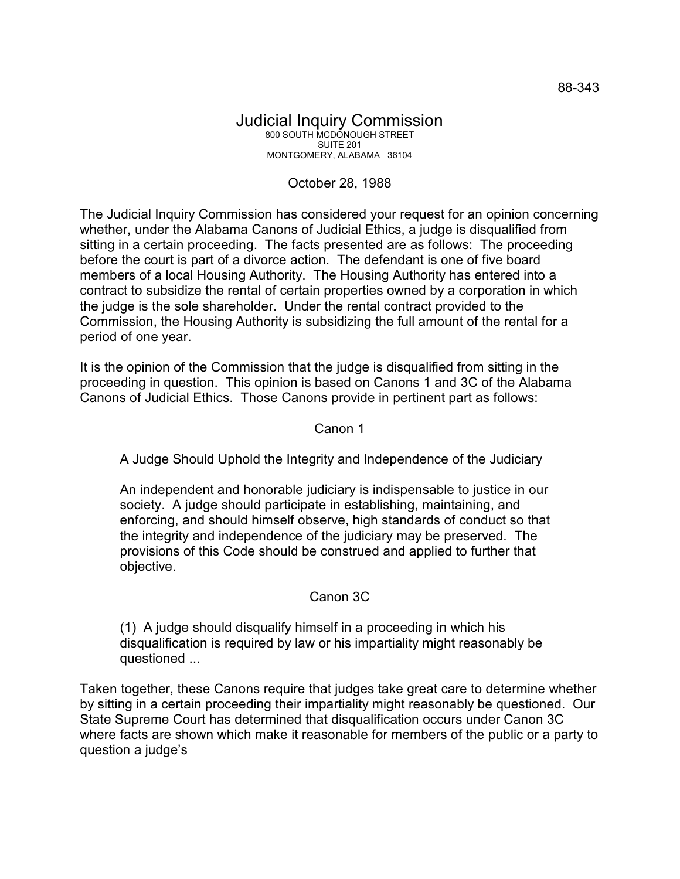88-343

# Judicial Inquiry Commission

800 SOUTH MCDONOUGH STREET
SUITE 201
MONTGOMERY, ALABAMA 36104

October 28, 1988

The Judicial Inquiry Commission has considered your request for an opinion concerning whether, under the Alabama Canons of Judicial Ethics, a judge is disqualified from sitting in a certain proceeding. The facts presented are as follows: The proceeding before the court is part of a divorce action. The defendant is one of five board members of a local Housing Authority. The Housing Authority has entered into a contract to subsidize the rental of certain properties owned by a corporation in which the judge is the sole shareholder. Under the rental contract provided to the Commission, the Housing Authority is subsidizing the full amount of the rental for a period of one year.

It is the opinion of the Commission that the judge is disqualified from sitting in the proceeding in question. This opinion is based on Canons 1 and 3C of the Alabama Canons of Judicial Ethics. Those Canons provide in pertinent part as follows:

Canon 1

> A Judge Should Uphold the Integrity and Independence of the Judiciary
>
> An independent and honorable judiciary is indispensable to justice in our society. A judge should participate in establishing, maintaining, and enforcing, and should himself observe, high standards of conduct so that the integrity and independence of the judiciary may be preserved. The provisions of this Code should be construed and applied to further that objective.

Canon 3C

> (1) A judge should disqualify himself in a proceeding in which his disqualification is required by law or his impartiality might reasonably be questioned ...

Taken together, these Canons require that judges take great care to determine whether by sitting in a certain proceeding their impartiality might reasonably be questioned. Our State Supreme Court has determined that disqualification occurs under Canon 3C where facts are shown which make it reasonable for members of the public or a party to question a judge's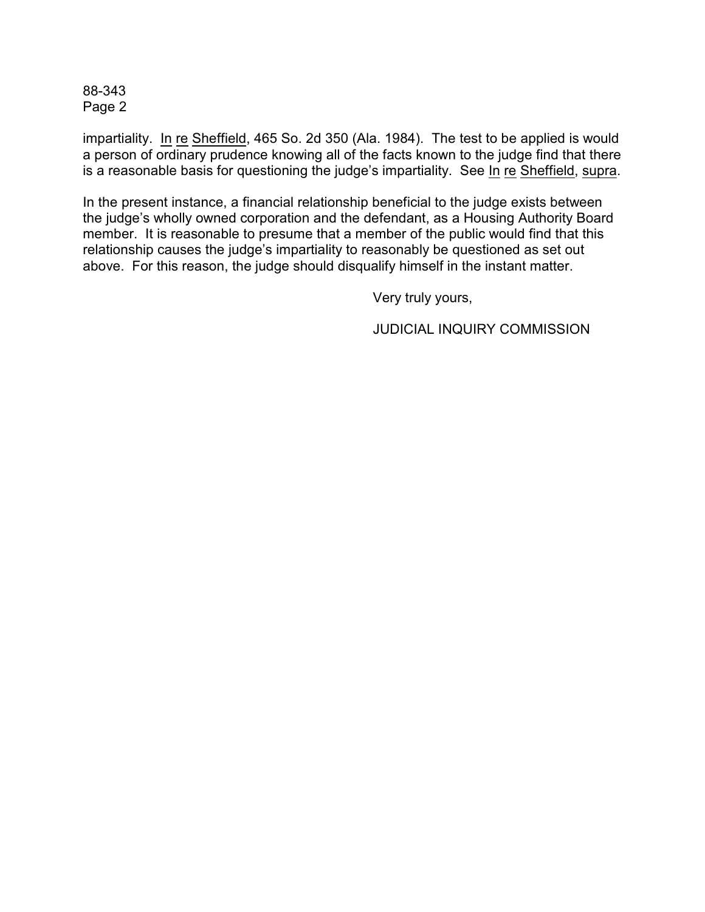impartiality. In re Sheffield, 465 So. 2d 350 (Ala. 1984). The test to be applied is would a person of ordinary prudence knowing all of the facts known to the judge find that there is a reasonable basis for questioning the judge's impartiality. See In re Sheffield, supra.

In the present instance, a financial relationship beneficial to the judge exists between the judge's wholly owned corporation and the defendant, as a Housing Authority Board member. It is reasonable to presume that a member of the public would find that this relationship causes the judge's impartiality to reasonably be questioned as set out above. For this reason, the judge should disqualify himself in the instant matter.

Very truly yours,

JUDICIAL INQUIRY COMMISSION